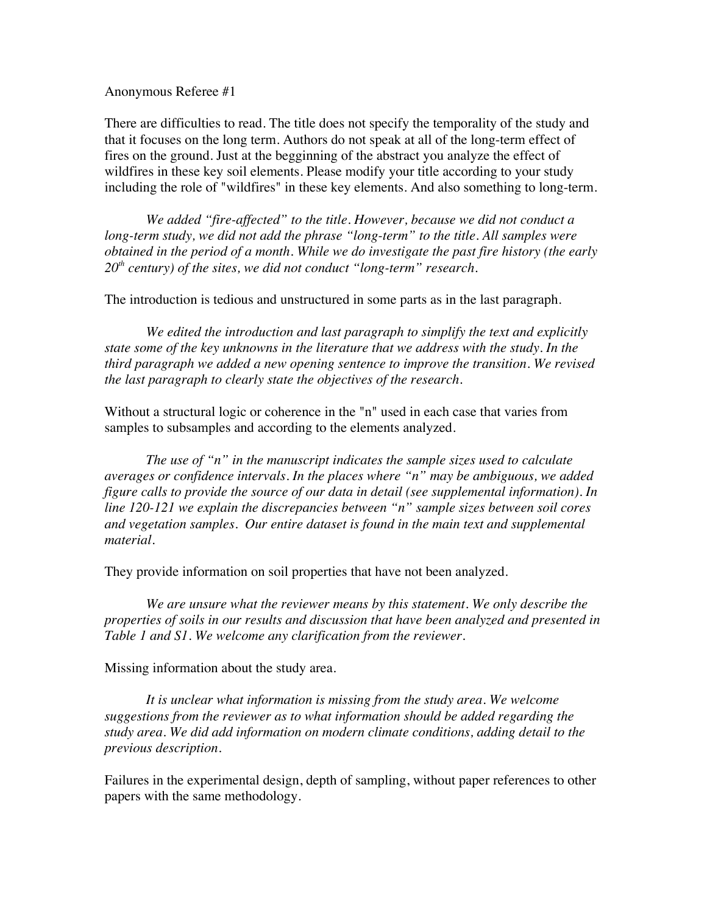Anonymous Referee #1

There are difficulties to read. The title does not specify the temporality of the study and that it focuses on the long term. Authors do not speak at all of the long-term effect of fires on the ground. Just at the begginning of the abstract you analyze the effect of wildfires in these key soil elements. Please modify your title according to your study including the role of "wildfires" in these key elements. And also something to long-term.

*We added "fire-affected" to the title. However, because we did not conduct a long-term study, we did not add the phrase "long-term" to the title. All samples were obtained in the period of a month. While we do investigate the past fire history (the early 20th century) of the sites, we did not conduct "long-term" research.*

The introduction is tedious and unstructured in some parts as in the last paragraph.

*We edited the introduction and last paragraph to simplify the text and explicitly state some of the key unknowns in the literature that we address with the study. In the third paragraph we added a new opening sentence to improve the transition. We revised the last paragraph to clearly state the objectives of the research.*

Without a structural logic or coherence in the "n" used in each case that varies from samples to subsamples and according to the elements analyzed.

*The use of "n" in the manuscript indicates the sample sizes used to calculate averages or confidence intervals. In the places where "n" may be ambiguous, we added figure calls to provide the source of our data in detail (see supplemental information). In line 120-121 we explain the discrepancies between "n" sample sizes between soil cores and vegetation samples. Our entire dataset is found in the main text and supplemental material.*

They provide information on soil properties that have not been analyzed.

*We are unsure what the reviewer means by this statement. We only describe the properties of soils in our results and discussion that have been analyzed and presented in Table 1 and S1. We welcome any clarification from the reviewer.*

Missing information about the study area.

*It is unclear what information is missing from the study area. We welcome suggestions from the reviewer as to what information should be added regarding the study area. We did add information on modern climate conditions, adding detail to the previous description.*

Failures in the experimental design, depth of sampling, without paper references to other papers with the same methodology.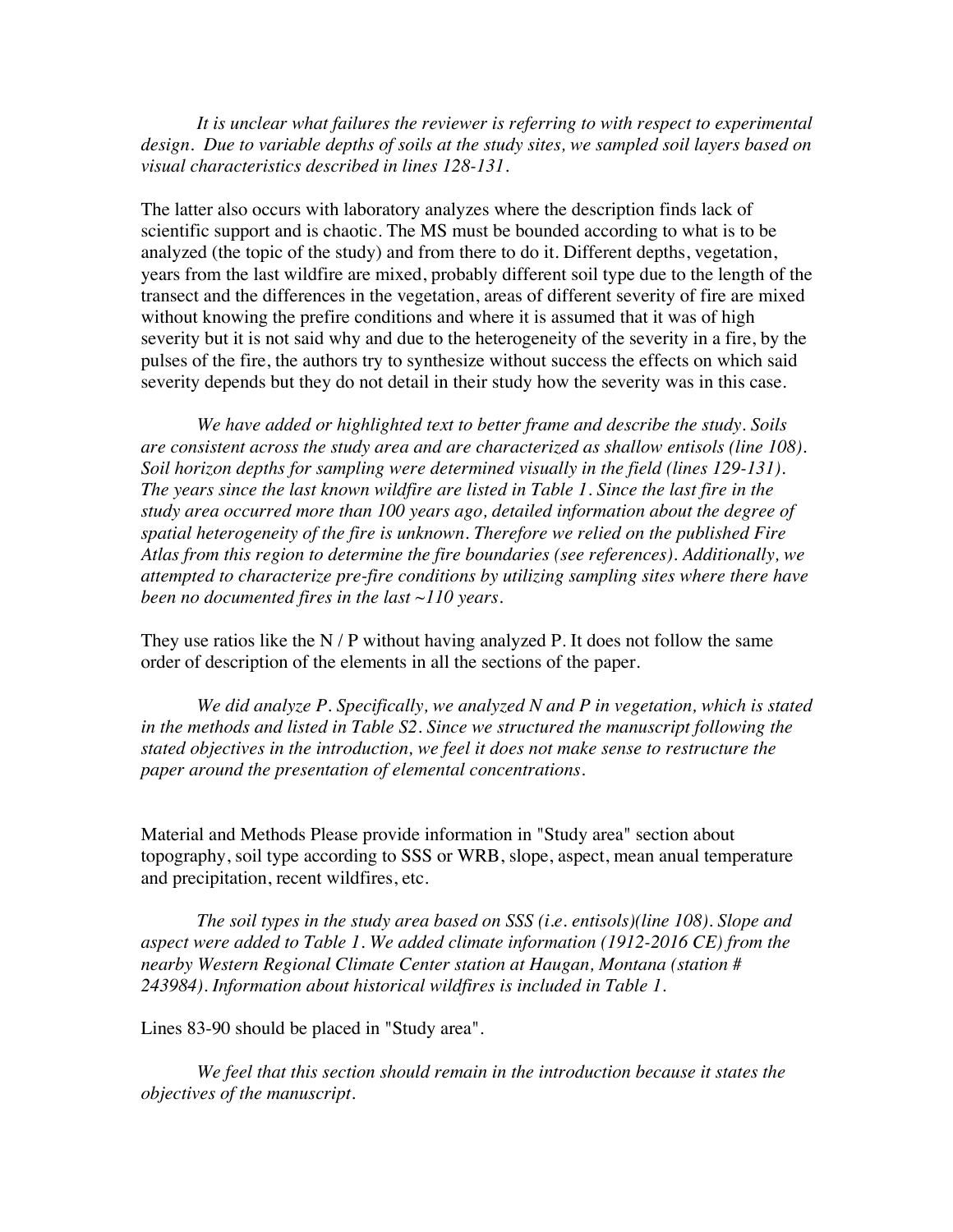*It is unclear what failures the reviewer is referring to with respect to experimental design. Due to variable depths of soils at the study sites, we sampled soil layers based on visual characteristics described in lines 128-131.*

The latter also occurs with laboratory analyzes where the description finds lack of scientific support and is chaotic. The MS must be bounded according to what is to be analyzed (the topic of the study) and from there to do it. Different depths, vegetation, years from the last wildfire are mixed, probably different soil type due to the length of the transect and the differences in the vegetation, areas of different severity of fire are mixed without knowing the prefire conditions and where it is assumed that it was of high severity but it is not said why and due to the heterogeneity of the severity in a fire, by the pulses of the fire, the authors try to synthesize without success the effects on which said severity depends but they do not detail in their study how the severity was in this case.

*We have added or highlighted text to better frame and describe the study. Soils are consistent across the study area and are characterized as shallow entisols (line 108). Soil horizon depths for sampling were determined visually in the field (lines 129-131). The years since the last known wildfire are listed in Table 1. Since the last fire in the study area occurred more than 100 years ago, detailed information about the degree of spatial heterogeneity of the fire is unknown. Therefore we relied on the published Fire Atlas from this region to determine the fire boundaries (see references). Additionally, we attempted to characterize pre-fire conditions by utilizing sampling sites where there have been no documented fires in the last ~110 years.*

They use ratios like the N / P without having analyzed P. It does not follow the same order of description of the elements in all the sections of the paper.

*We did analyze P. Specifically, we analyzed N and P in vegetation, which is stated in the methods and listed in Table S2. Since we structured the manuscript following the stated objectives in the introduction, we feel it does not make sense to restructure the paper around the presentation of elemental concentrations.*

Material and Methods Please provide information in "Study area" section about topography, soil type according to SSS or WRB, slope, aspect, mean anual temperature and precipitation, recent wildfires, etc.

*The soil types in the study area based on SSS (i.e. entisols)(line 108). Slope and aspect were added to Table 1. We added climate information (1912-2016 CE) from the nearby Western Regional Climate Center station at Haugan, Montana (station # 243984). Information about historical wildfires is included in Table 1.*

Lines 83-90 should be placed in "Study area".

*We feel that this section should remain in the introduction because it states the objectives of the manuscript.*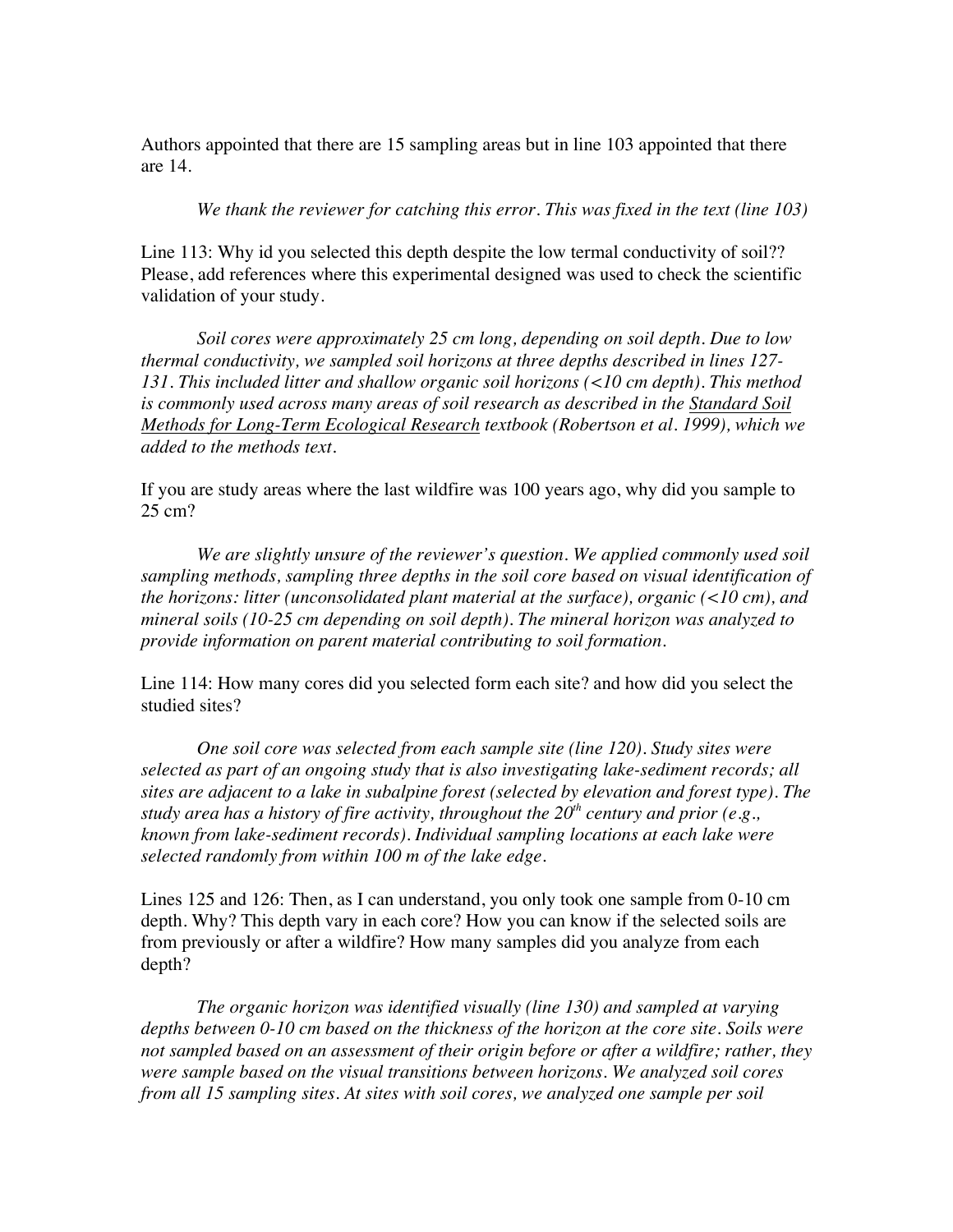Authors appointed that there are 15 sampling areas but in line 103 appointed that there are 14.

*We thank the reviewer for catching this error. This was fixed in the text (line 103)*

Line 113: Why id you selected this depth despite the low termal conductivity of soil?? Please, add references where this experimental designed was used to check the scientific validation of your study.

*Soil cores were approximately 25 cm long, depending on soil depth. Due to low thermal conductivity, we sampled soil horizons at three depths described in lines 127-131. This included litter and shallow organic soil horizons (<10 cm depth). This method is commonly used across many areas of soil research as described in the Standard Soil Methods for Long-Term Ecological Research textbook (Robertson et al. 1999), which we added to the methods text.*

If you are study areas where the last wildfire was 100 years ago, why did you sample to 25 cm?

*We are slightly unsure of the reviewer's question. We applied commonly used soil sampling methods, sampling three depths in the soil core based on visual identification of the horizons: litter (unconsolidated plant material at the surface), organic (<10 cm), and mineral soils (10-25 cm depending on soil depth). The mineral horizon was analyzed to provide information on parent material contributing to soil formation.*

Line 114: How many cores did you selected form each site? and how did you select the studied sites?

*One soil core was selected from each sample site (line 120). Study sites were selected as part of an ongoing study that is also investigating lake-sediment records; all sites are adjacent to a lake in subalpine forest (selected by elevation and forest type). The study area has a history of fire activity, throughout the 20th century and prior (e.g., known from lake-sediment records). Individual sampling locations at each lake were selected randomly from within 100 m of the lake edge.*

Lines 125 and 126: Then, as I can understand, you only took one sample from 0-10 cm depth. Why? This depth vary in each core? How you can know if the selected soils are from previously or after a wildfire? How many samples did you analyze from each depth?

*The organic horizon was identified visually (line 130) and sampled at varying depths between 0-10 cm based on the thickness of the horizon at the core site. Soils were not sampled based on an assessment of their origin before or after a wildfire; rather, they were sample based on the visual transitions between horizons. We analyzed soil cores from all 15 sampling sites. At sites with soil cores, we analyzed one sample per soil*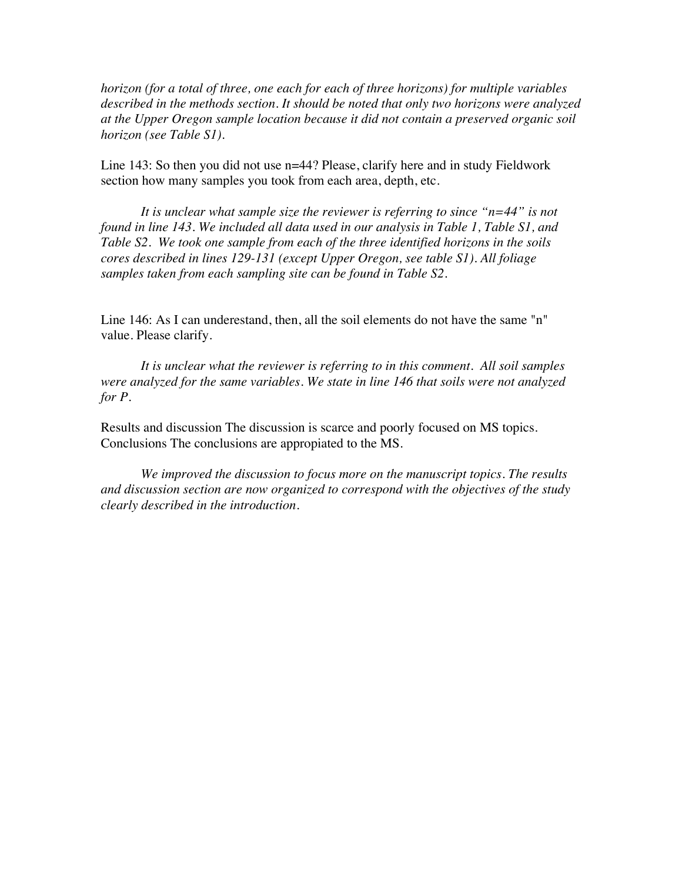*horizon (for a total of three, one each for each of three horizons) for multiple variables described in the methods section. It should be noted that only two horizons were analyzed at the Upper Oregon sample location because it did not contain a preserved organic soil horizon (see Table S1).*

Line 143: So then you did not use n=44? Please, clarify here and in study Fieldwork section how many samples you took from each area, depth, etc.

*It is unclear what sample size the reviewer is referring to since "n=44" is not found in line 143. We included all data used in our analysis in Table 1, Table S1, and Table S2. We took one sample from each of the three identified horizons in the soils cores described in lines 129-131 (except Upper Oregon, see table S1). All foliage samples taken from each sampling site can be found in Table S2.*

Line 146: As I can underestand, then, all the soil elements do not have the same "n" value. Please clarify.

*It is unclear what the reviewer is referring to in this comment. All soil samples were analyzed for the same variables. We state in line 146 that soils were not analyzed for P.*

Results and discussion The discussion is scarce and poorly focused on MS topics. Conclusions The conclusions are appropiated to the MS.

*We improved the discussion to focus more on the manuscript topics. The results and discussion section are now organized to correspond with the objectives of the study clearly described in the introduction.*